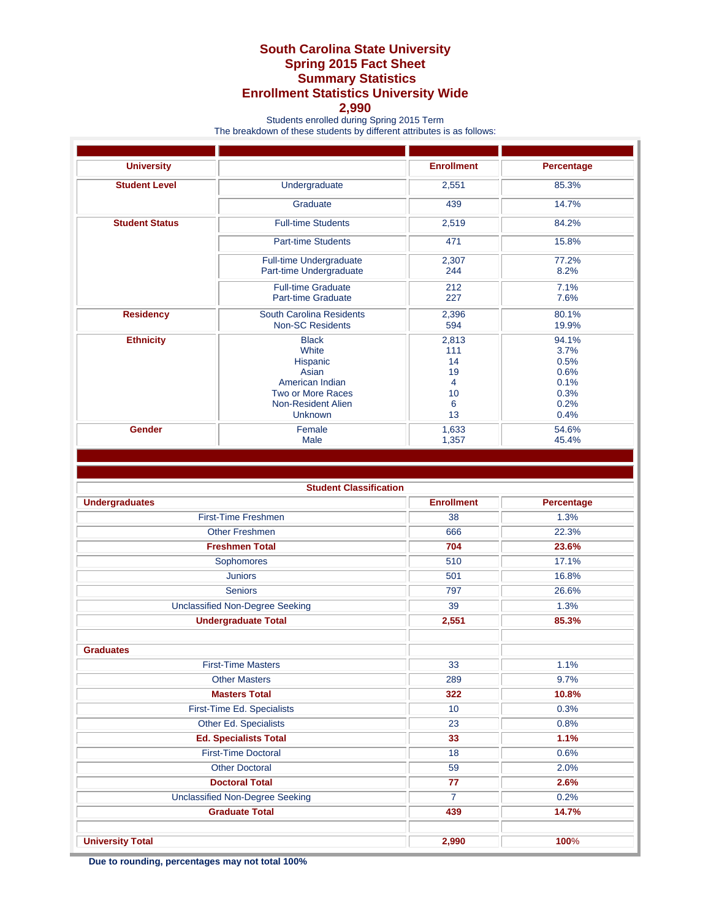# South Carolina State University
## Spring 2015 Fact Sheet
## Summary Statistics
## Enrollment Statistics University Wide
## 2,990

Students enrolled during Spring 2015 Term

The breakdown of these students by different attributes is as follows:

| University | | Enrollment | Percentage |
|---|---|---|---|
| **Student Level** | Undergraduate | 2,551 | 85.3% |
| | Graduate | 439 | 14.7% |
| **Student Status** | Full-time Students | 2,519 | 84.2% |
| | Part-time Students | 471 | 15.8% |
| | Full-time Undergraduate | 2,307 | 77.2% |
| | Part-time Undergraduate | 244 | 8.2% |
| | Full-time Graduate | 212 | 7.1% |
| | Part-time Graduate | 227 | 7.6% |
| **Residency** | South Carolina Residents | 2,396 | 80.1% |
| | Non-SC Residents | 594 | 19.9% |
| **Ethnicity** | Black | 2,813 | 94.1% |
| | White | 111 | 3.7% |
| | Hispanic | 14 | 0.5% |
| | Asian | 19 | 0.6% |
| | American Indian | 4 | 0.1% |
| | Two or More Races | 10 | 0.3% |
| | Non-Resident Alien | 6 | 0.2% |
| | Unknown | 13 | 0.4% |
| **Gender** | Female | 1,633 | 54.6% |
| | Male | 1,357 | 45.4% |

**Student Classification**

| **Undergraduates** | Enrollment | Percentage |
|---|---|---|
| First-Time Freshmen | 38 | 1.3% |
| Other Freshmen | 666 | 22.3% |
| **Freshmen Total** | **704** | **23.6%** |
| Sophomores | 510 | 17.1% |
| Juniors | 501 | 16.8% |
| Seniors | 797 | 26.6% |
| Unclassified Non-Degree Seeking | 39 | 1.3% |
| **Undergraduate Total** | **2,551** | **85.3%** |
| | | |
| **Graduates** | | |
| First-Time Masters | 33 | 1.1% |
| Other Masters | 289 | 9.7% |
| **Masters Total** | **322** | **10.8%** |
| First-Time Ed. Specialists | 10 | 0.3% |
| Other Ed. Specialists | 23 | 0.8% |
| **Ed. Specialists Total** | **33** | **1.1%** |
| First-Time Doctoral | 18 | 0.6% |
| Other Doctoral | 59 | 2.0% |
| **Doctoral Total** | **77** | **2.6%** |
| Unclassified Non-Degree Seeking | 7 | 0.2% |
| **Graduate Total** | **439** | **14.7%** |
| | | |
| **University Total** | **2,990** | **100%** |

**Due to rounding, percentages may not total 100%**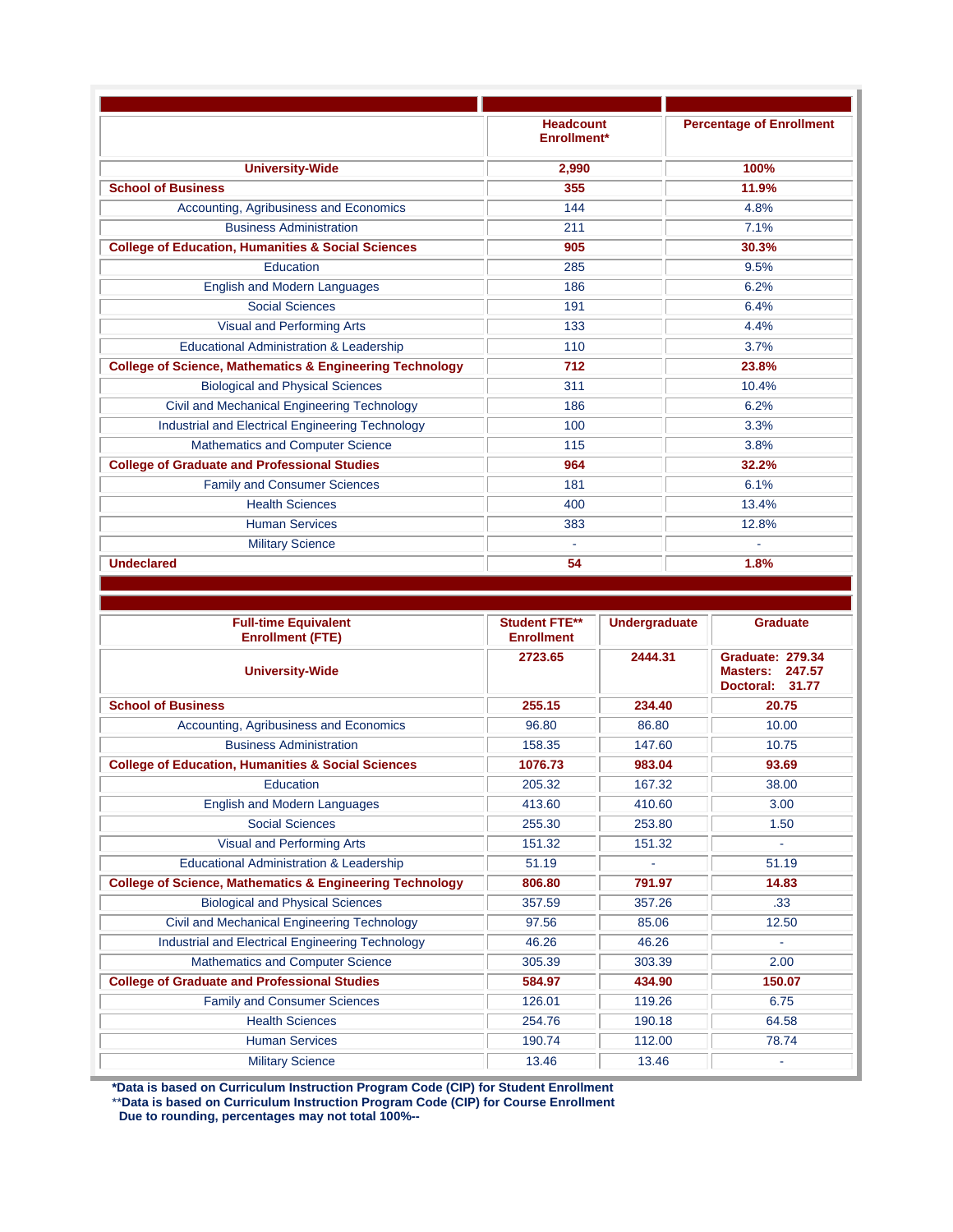| | Headcount Enrollment* | Percentage of Enrollment |
|---|---|---|
| **University-Wide** | **2,990** | **100%** |
| **School of Business** | **355** | **11.9%** |
| Accounting, Agribusiness and Economics | 144 | 4.8% |
| Business Administration | 211 | 7.1% |
| **College of Education, Humanities & Social Sciences** | **905** | **30.3%** |
| Education | 285 | 9.5% |
| English and Modern Languages | 186 | 6.2% |
| Social Sciences | 191 | 6.4% |
| Visual and Performing Arts | 133 | 4.4% |
| Educational Administration & Leadership | 110 | 3.7% |
| **College of Science, Mathematics & Engineering Technology** | **712** | **23.8%** |
| Biological and Physical Sciences | 311 | 10.4% |
| Civil and Mechanical Engineering Technology | 186 | 6.2% |
| Industrial and Electrical Engineering Technology | 100 | 3.3% |
| Mathematics and Computer Science | 115 | 3.8% |
| **College of Graduate and Professional Studies** | **964** | **32.2%** |
| Family and Consumer Sciences | 181 | 6.1% |
| Health Sciences | 400 | 13.4% |
| Human Services | 383 | 12.8% |
| Military Science | - | - |
| **Undeclared** | **54** | **1.8%** |

| Full-time Equivalent Enrollment (FTE) | Student FTE** Enrollment | Undergraduate | Graduate |
|---|---|---|---|
| **University-Wide** | **2723.65** | **2444.31** | **Graduate: 279.34 Masters: 247.57 Doctoral: 31.77** |
| **School of Business** | **255.15** | **234.40** | **20.75** |
| Accounting, Agribusiness and Economics | 96.80 | 86.80 | 10.00 |
| Business Administration | 158.35 | 147.60 | 10.75 |
| **College of Education, Humanities & Social Sciences** | **1076.73** | **983.04** | **93.69** |
| Education | 205.32 | 167.32 | 38.00 |
| English and Modern Languages | 413.60 | 410.60 | 3.00 |
| Social Sciences | 255.30 | 253.80 | 1.50 |
| Visual and Performing Arts | 151.32 | 151.32 | - |
| Educational Administration & Leadership | 51.19 | - | 51.19 |
| **College of Science, Mathematics & Engineering Technology** | **806.80** | **791.97** | **14.83** |
| Biological and Physical Sciences | 357.59 | 357.26 | .33 |
| Civil and Mechanical Engineering Technology | 97.56 | 85.06 | 12.50 |
| Industrial and Electrical Engineering Technology | 46.26 | 46.26 | - |
| Mathematics and Computer Science | 305.39 | 303.39 | 2.00 |
| **College of Graduate and Professional Studies** | **584.97** | **434.90** | **150.07** |
| Family and Consumer Sciences | 126.01 | 119.26 | 6.75 |
| Health Sciences | 254.76 | 190.18 | 64.58 |
| Human Services | 190.74 | 112.00 | 78.74 |
| Military Science | 13.46 | 13.46 | - |

**\*Data is based on Curriculum Instruction Program Code (CIP) for Student Enrollment**
**\*\*Data is based on Curriculum Instruction Program Code (CIP) for Course Enrollment**
**Due to rounding, percentages may not total 100%--**